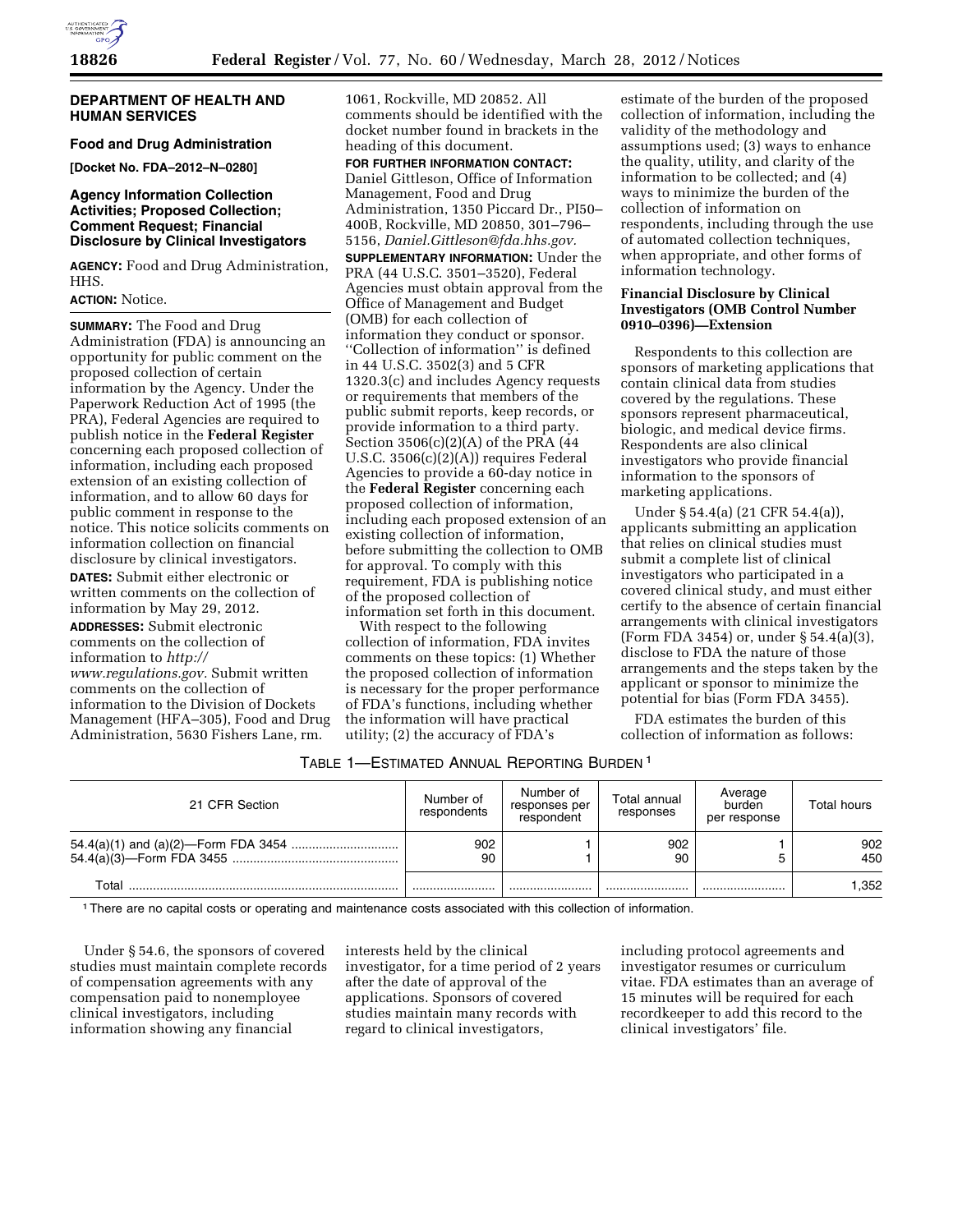## DEPARTMENT OF HEALTH AND HUMAN SERVICES

### Food and Drug Administration

**[Docket No. FDA–2012–N–0280]**

### Agency Information Collection Activities; Proposed Collection; Comment Request; Financial Disclosure by Clinical Investigators

**AGENCY:** Food and Drug Administration, HHS.

**ACTION:** Notice.

**SUMMARY:** The Food and Drug Administration (FDA) is announcing an opportunity for public comment on the proposed collection of certain information by the Agency. Under the Paperwork Reduction Act of 1995 (the PRA), Federal Agencies are required to publish notice in the **Federal Register** concerning each proposed collection of information, including each proposed extension of an existing collection of information, and to allow 60 days for public comment in response to the notice. This notice solicits comments on information collection on financial disclosure by clinical investigators.

**DATES:** Submit either electronic or written comments on the collection of information by May 29, 2012.

**ADDRESSES:** Submit electronic comments on the collection of information to *http://www.regulations.gov.* Submit written comments on the collection of information to the Division of Dockets Management (HFA–305), Food and Drug Administration, 5630 Fishers Lane, rm. 1061, Rockville, MD 20852. All comments should be identified with the docket number found in brackets in the heading of this document.

**FOR FURTHER INFORMATION CONTACT:** Daniel Gittleson, Office of Information Management, Food and Drug Administration, 1350 Piccard Dr., PI50–400B, Rockville, MD 20850, 301–796–5156, *Daniel.Gittleson@fda.hhs.gov.*

**SUPPLEMENTARY INFORMATION:** Under the PRA (44 U.S.C. 3501–3520), Federal Agencies must obtain approval from the Office of Management and Budget (OMB) for each collection of information they conduct or sponsor. "Collection of information" is defined in 44 U.S.C. 3502(3) and 5 CFR 1320.3(c) and includes Agency requests or requirements that members of the public submit reports, keep records, or provide information to a third party. Section 3506(c)(2)(A) of the PRA (44 U.S.C. 3506(c)(2)(A)) requires Federal Agencies to provide a 60-day notice in the **Federal Register** concerning each proposed collection of information, including each proposed extension of an existing collection of information, before submitting the collection to OMB for approval. To comply with this requirement, FDA is publishing notice of the proposed collection of information set forth in this document.

With respect to the following collection of information, FDA invites comments on these topics: (1) Whether the proposed collection of information is necessary for the proper performance of FDA's functions, including whether the information will have practical utility; (2) the accuracy of FDA's estimate of the burden of the proposed collection of information, including the validity of the methodology and assumptions used; (3) ways to enhance the quality, utility, and clarity of the information to be collected; and (4) ways to minimize the burden of the collection of information on respondents, including through the use of automated collection techniques, when appropriate, and other forms of information technology.

### Financial Disclosure by Clinical Investigators (OMB Control Number 0910–0396)—Extension

Respondents to this collection are sponsors of marketing applications that contain clinical data from studies covered by the regulations. These sponsors represent pharmaceutical, biologic, and medical device firms. Respondents are also clinical investigators who provide financial information to the sponsors of marketing applications.

Under § 54.4(a) (21 CFR 54.4(a)), applicants submitting an application that relies on clinical studies must submit a complete list of clinical investigators who participated in a covered clinical study, and must either certify to the absence of certain financial arrangements with clinical investigators (Form FDA 3454) or, under § 54.4(a)(3), disclose to FDA the nature of those arrangements and the steps taken by the applicant or sponsor to minimize the potential for bias (Form FDA 3455).

FDA estimates the burden of this collection of information as follows:

TABLE 1—ESTIMATED ANNUAL REPORTING BURDEN [1]

| 21 CFR Section | Number of respondents | Number of responses per respondent | Total annual responses | Average burden per response | Total hours |
|---|---|---|---|---|---|
| 54.4(a)(1) and (a)(2)—Form FDA 3454 | 902 | 1 | 902 | 1 | 902 |
| 54.4(a)(3)—Form FDA 3455 | 90 | 1 | 90 | 5 | 450 |
| Total | | | | | 1,352 |

[1] There are no capital costs or operating and maintenance costs associated with this collection of information.

Under § 54.6, the sponsors of covered studies must maintain complete records of compensation agreements with any compensation paid to nonemployee clinical investigators, including information showing any financial interests held by the clinical investigator, for a time period of 2 years after the date of approval of the applications. Sponsors of covered studies maintain many records with regard to clinical investigators, including protocol agreements and investigator resumes or curriculum vitae. FDA estimates than an average of 15 minutes will be required for each recordkeeper to add this record to the clinical investigators' file.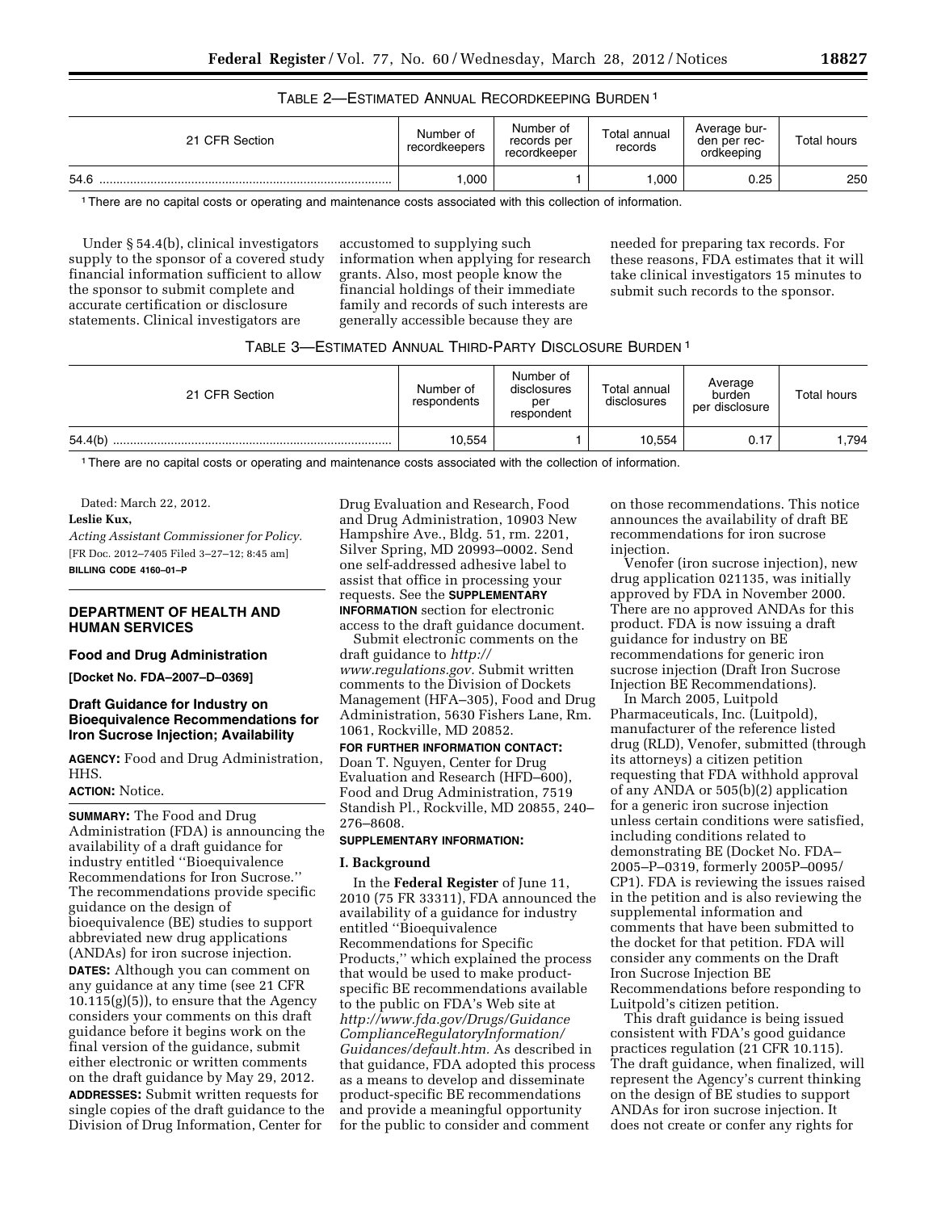TABLE 2—ESTIMATED ANNUAL RECORDKEEPING BURDEN [1]

| 21 CFR Section | Number of recordkeepers | Number of records per recordkeeper | Total annual records | Average burden per recordkeeping | Total hours |
|---|---|---|---|---|---|
| 54.6 | 1,000 | 1 | 1,000 | 0.25 | 250 |

[1] There are no capital costs or operating and maintenance costs associated with this collection of information.

Under § 54.4(b), clinical investigators supply to the sponsor of a covered study financial information sufficient to allow the sponsor to submit complete and accurate certification or disclosure statements. Clinical investigators are accustomed to supplying such information when applying for research grants. Also, most people know the financial holdings of their immediate family and records of such interests are generally accessible because they are needed for preparing tax records. For these reasons, FDA estimates that it will take clinical investigators 15 minutes to submit such records to the sponsor.

TABLE 3—ESTIMATED ANNUAL THIRD-PARTY DISCLOSURE BURDEN [1]

| 21 CFR Section | Number of respondents | Number of disclosures per respondent | Total annual disclosures | Average burden per disclosure | Total hours |
|---|---|---|---|---|---|
| 54.4(b) | 10,554 | 1 | 10,554 | 0.17 | 1,794 |

[1] There are no capital costs or operating and maintenance costs associated with the collection of information.

Dated: March 22, 2012.

**Leslie Kux,**

*Acting Assistant Commissioner for Policy.*

[FR Doc. 2012–7405 Filed 3–27–12; 8:45 am]

**BILLING CODE 4160–01–P**

## DEPARTMENT OF HEALTH AND HUMAN SERVICES

### Food and Drug Administration

**[Docket No. FDA–2007–D–0369]**

### Draft Guidance for Industry on Bioequivalence Recommendations for Iron Sucrose Injection; Availability

**AGENCY:** Food and Drug Administration, HHS.

**ACTION:** Notice.

**SUMMARY:** The Food and Drug Administration (FDA) is announcing the availability of a draft guidance for industry entitled ''Bioequivalence Recommendations for Iron Sucrose.'' The recommendations provide specific guidance on the design of bioequivalence (BE) studies to support abbreviated new drug applications (ANDAs) for iron sucrose injection.

**DATES:** Although you can comment on any guidance at any time (see 21 CFR 10.115(g)(5)), to ensure that the Agency considers your comments on this draft guidance before it begins work on the final version of the guidance, submit either electronic or written comments on the draft guidance by May 29, 2012.

**ADDRESSES:** Submit written requests for single copies of the draft guidance to the Division of Drug Information, Center for Drug Evaluation and Research, Food and Drug Administration, 10903 New Hampshire Ave., Bldg. 51, rm. 2201, Silver Spring, MD 20993–0002. Send one self-addressed adhesive label to assist that office in processing your requests. See the **SUPPLEMENTARY INFORMATION** section for electronic access to the draft guidance document.

Submit electronic comments on the draft guidance to *http://www.regulations.gov.* Submit written comments to the Division of Dockets Management (HFA–305), Food and Drug Administration, 5630 Fishers Lane, Rm. 1061, Rockville, MD 20852.

**FOR FURTHER INFORMATION CONTACT:** Doan T. Nguyen, Center for Drug Evaluation and Research (HFD–600), Food and Drug Administration, 7519 Standish Pl., Rockville, MD 20855, 240–276–8608.

**SUPPLEMENTARY INFORMATION:**

**I. Background**

In the **Federal Register** of June 11, 2010 (75 FR 33311), FDA announced the availability of a guidance for industry entitled ''Bioequivalence Recommendations for Specific Products,'' which explained the process that would be used to make product-specific BE recommendations available to the public on FDA's Web site at *http://www.fda.gov/Drugs/GuidanceComplianceRegulatoryInformation/Guidances/default.htm.* As described in that guidance, FDA adopted this process as a means to develop and disseminate product-specific BE recommendations and provide a meaningful opportunity for the public to consider and comment on those recommendations. This notice announces the availability of draft BE recommendations for iron sucrose injection.

Venofer (iron sucrose injection), new drug application 021135, was initially approved by FDA in November 2000. There are no approved ANDAs for this product. FDA is now issuing a draft guidance for industry on BE recommendations for generic iron sucrose injection (Draft Iron Sucrose Injection BE Recommendations).

In March 2005, Luitpold Pharmaceuticals, Inc. (Luitpold), manufacturer of the reference listed drug (RLD), Venofer, submitted (through its attorneys) a citizen petition requesting that FDA withhold approval of any ANDA or 505(b)(2) application for a generic iron sucrose injection unless certain conditions were satisfied, including conditions related to demonstrating BE (Docket No. FDA–2005–P–0319, formerly 2005P–0095/CP1). FDA is reviewing the issues raised in the petition and is also reviewing the supplemental information and comments that have been submitted to the docket for that petition. FDA will consider any comments on the Draft Iron Sucrose Injection BE Recommendations before responding to Luitpold's citizen petition.

This draft guidance is being issued consistent with FDA's good guidance practices regulation (21 CFR 10.115). The draft guidance, when finalized, will represent the Agency's current thinking on the design of BE studies to support ANDAs for iron sucrose injection. It does not create or confer any rights for